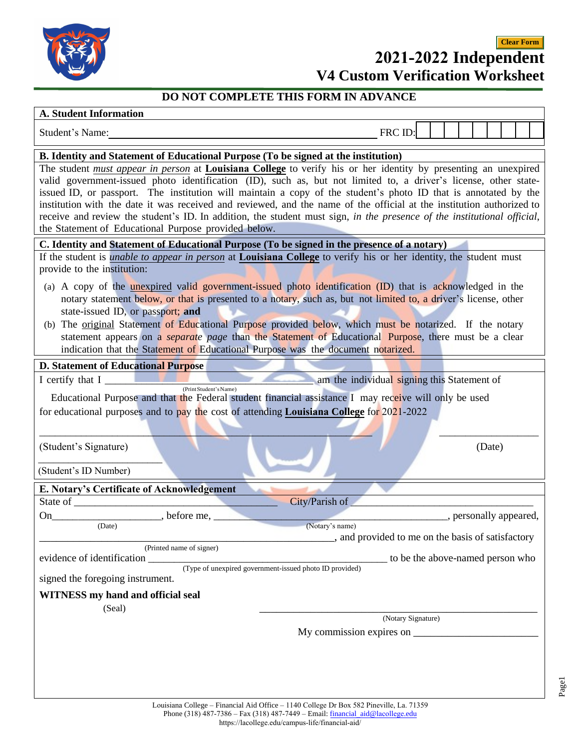Clear Form

# 2021-2022 Independent
## V4 Custom Verification Worksheet

**DO NOT COMPLETE THIS FORM IN ADVANCE**

### A. Student Information

Student's Name:_______________________________________________ FRC ID: | | | | | | | | | |

### B. Identity and Statement of Educational Purpose (To be signed at the institution)

The student *must appear in person* at **Louisiana College** to verify his or her identity by presenting an unexpired valid government-issued photo identification (ID), such as, but not limited to, a driver's license, other state-issued ID, or passport. The institution will maintain a copy of the student's photo ID that is annotated by the institution with the date it was received and reviewed, and the name of the official at the institution authorized to receive and review the student's ID. In addition, the student must sign, *in the presence of the institutional official*, the Statement of Educational Purpose provided below.

### C. Identity and Statement of Educational Purpose (To be signed in the presence of a notary)

If the student is *unable to appear in person* at **Louisiana College** to verify his or her identity, the student must provide to the institution:

(a) A copy of the unexpired valid government-issued photo identification (ID) that is acknowledged in the notary statement below, or that is presented to a notary, such as, but not limited to, a driver's license, other state-issued ID, or passport; **and**

(b) The original Statement of Educational Purpose provided below, which must be notarized. If the notary statement appears on a *separate page* than the Statement of Educational Purpose, there must be a clear indication that the Statement of Educational Purpose was the document notarized.

### D. Statement of Educational Purpose

I certify that I _______________________________________ am the individual signing this Statement of
(Print Student's Name)

Educational Purpose and that the Federal student financial assistance I may receive will only be used for educational purposes and to pay the cost of attending **Louisiana College** for 2021-2022

_____________________________________________________________ ___________________

(Student's Signature) (Date)

_______________________

(Student's ID Number)

### E. Notary's Certificate of Acknowledgement

State of ________________________________________ City/Parish of ____________________________________

On____________________, before me, ____________________________________________, personally appeared,
(Date) (Notary's name)

____________________________________________________________, and provided to me on the basis of satisfactory
(Printed name of signer)

evidence of identification ________________________________________________ to be the above-named person who
(Type of unexpired government-issued photo ID provided)

signed the foregoing instrument.

**WITNESS my hand and official seal**

(Seal) ________________________________________________
(Notary Signature)

My commission expires on _______________________

Louisiana College – Financial Aid Office – 1140 College Dr Box 582 Pineville, La. 71359
Phone (318) 487-7386 – Fax (318) 487-7449 – Email: financial_aid@lacollege.edu
https://lacollege.edu/campus-life/financial-aid/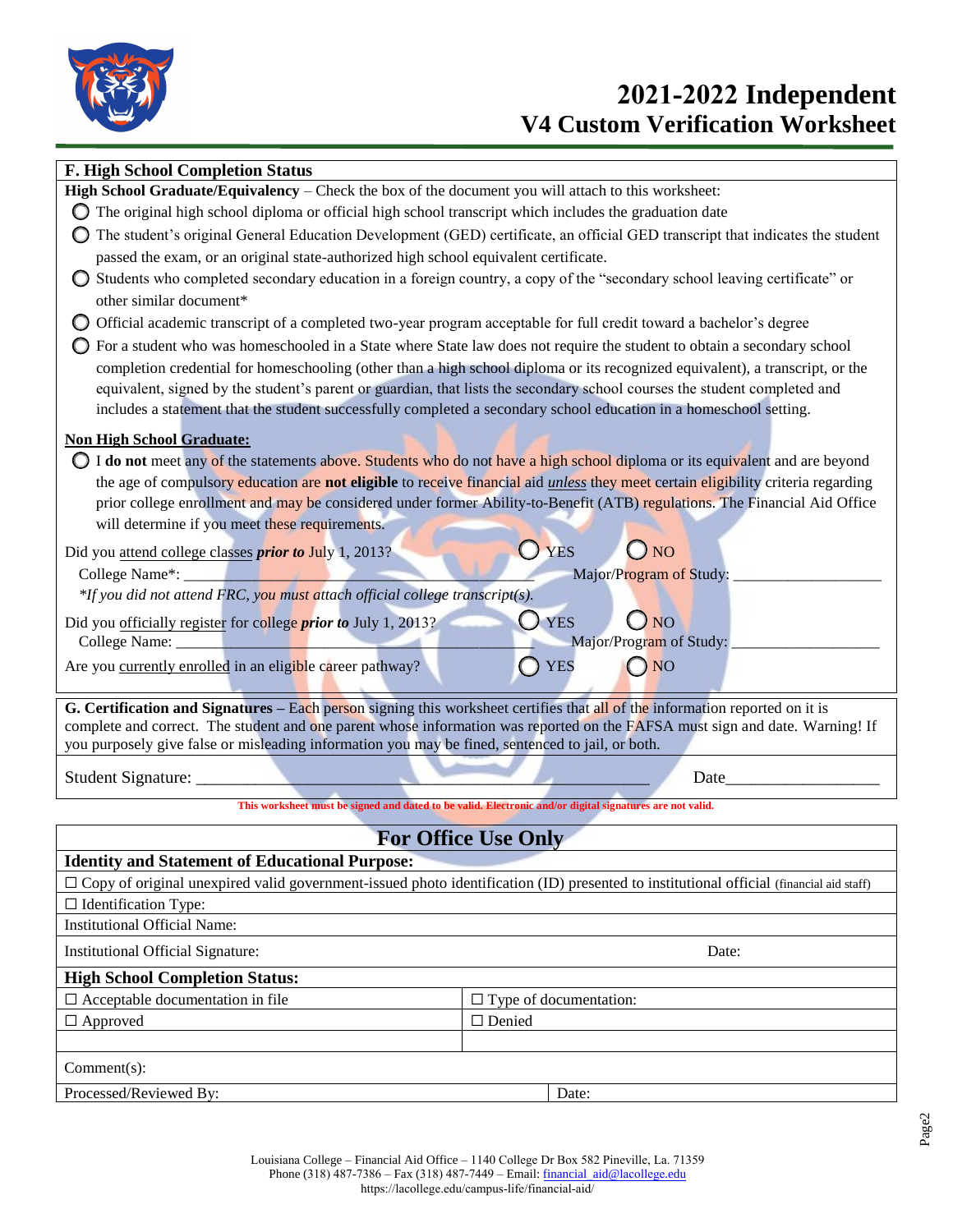# 2021-2022 Independent
## V4 Custom Verification Worksheet

### F. High School Completion Status

**High School Graduate/Equivalency** – Check the box of the document you will attach to this worksheet:

- ◯ The original high school diploma or official high school transcript which includes the graduation date
- ◯ The student's original General Education Development (GED) certificate, an official GED transcript that indicates the student passed the exam, or an original state-authorized high school equivalent certificate.
- ◯ Students who completed secondary education in a foreign country, a copy of the "secondary school leaving certificate" or other similar document*
- ◯ Official academic transcript of a completed two-year program acceptable for full credit toward a bachelor's degree
- ◯ For a student who was homeschooled in a State where State law does not require the student to obtain a secondary school completion credential for homeschooling (other than a high school diploma or its recognized equivalent), a transcript, or the equivalent, signed by the student's parent or guardian, that lists the secondary school courses the student completed and includes a statement that the student successfully completed a secondary school education in a homeschool setting.

**Non High School Graduate:**

- ◯ I **do not** meet any of the statements above. Students who do not have a high school diploma or its equivalent and are beyond the age of compulsory education are **not eligible** to receive financial aid *unless* they meet certain eligibility criteria regarding prior college enrollment and may be considered under former Ability-to-Benefit (ATB) regulations. The Financial Aid Office will determine if you meet these requirements.

Did you attend college classes ***prior to*** July 1, 2013? ◯ YES ◯ NO

College Name*: ______________________ Major/Program of Study: __________________

*\*If you did not attend FRC, you must attach official college transcript(s).*

Did you officially register for college ***prior to*** July 1, 2013? ◯ YES ◯ NO

College Name: ______________________ Major/Program of Study: __________________

Are you currently enrolled in an eligible career pathway? ◯ YES ◯ NO

**G. Certification and Signatures –** Each person signing this worksheet certifies that all of the information reported on it is complete and correct. The student and one parent whose information was reported on the FAFSA must sign and date. Warning! If you purposely give false or misleading information you may be fined, sentenced to jail, or both.

Student Signature: ______________________________________ Date__________________

**This worksheet must be signed and dated to be valid. Electronic and/or digital signatures are not valid.**

## For Office Use Only

**Identity and Statement of Educational Purpose:**

☐ Copy of original unexpired valid government-issued photo identification (ID) presented to institutional official (financial aid staff)

☐ Identification Type:

Institutional Official Name:

Institutional Official Signature: Date:

**High School Completion Status:**

| | |
|---|---|
| ☐ Acceptable documentation in file | ☐ Type of documentation: |
| ☐ Approved | ☐ Denied |
| | |

Comment(s):

Processed/Reviewed By: Date:

Louisiana College – Financial Aid Office – 1140 College Dr Box 582 Pineville, La. 71359
Phone (318) 487-7386 – Fax (318) 487-7449 – Email: financial_aid@lacollege.edu
https://lacollege.edu/campus-life/financial-aid/